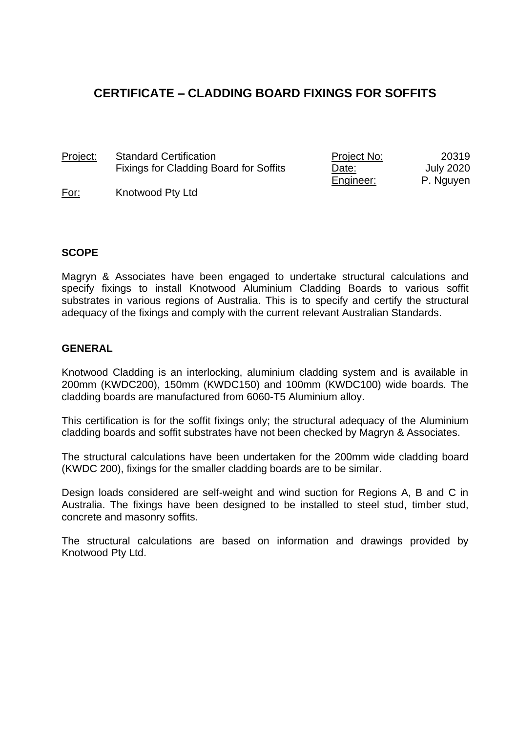# CERTIFICATE – CLADDING BOARD FIXINGS FOR SOFFITS

| | | | |
|---|---|---|---|
| Project: | Standard Certification<br>Fixings for Cladding Board for Soffits | Project No:<br>Date:<br>Engineer: | 20319<br>July 2020<br>P. Nguyen |
| For: | Knotwood Pty Ltd | | |

## SCOPE

Magryn & Associates have been engaged to undertake structural calculations and specify fixings to install Knotwood Aluminium Cladding Boards to various soffit substrates in various regions of Australia. This is to specify and certify the structural adequacy of the fixings and comply with the current relevant Australian Standards.

## GENERAL

Knotwood Cladding is an interlocking, aluminium cladding system and is available in 200mm (KWDC200), 150mm (KWDC150) and 100mm (KWDC100) wide boards. The cladding boards are manufactured from 6060-T5 Aluminium alloy.

This certification is for the soffit fixings only; the structural adequacy of the Aluminium cladding boards and soffit substrates have not been checked by Magryn & Associates.

The structural calculations have been undertaken for the 200mm wide cladding board (KWDC 200), fixings for the smaller cladding boards are to be similar.

Design loads considered are self-weight and wind suction for Regions A, B and C in Australia. The fixings have been designed to be installed to steel stud, timber stud, concrete and masonry soffits.

The structural calculations are based on information and drawings provided by Knotwood Pty Ltd.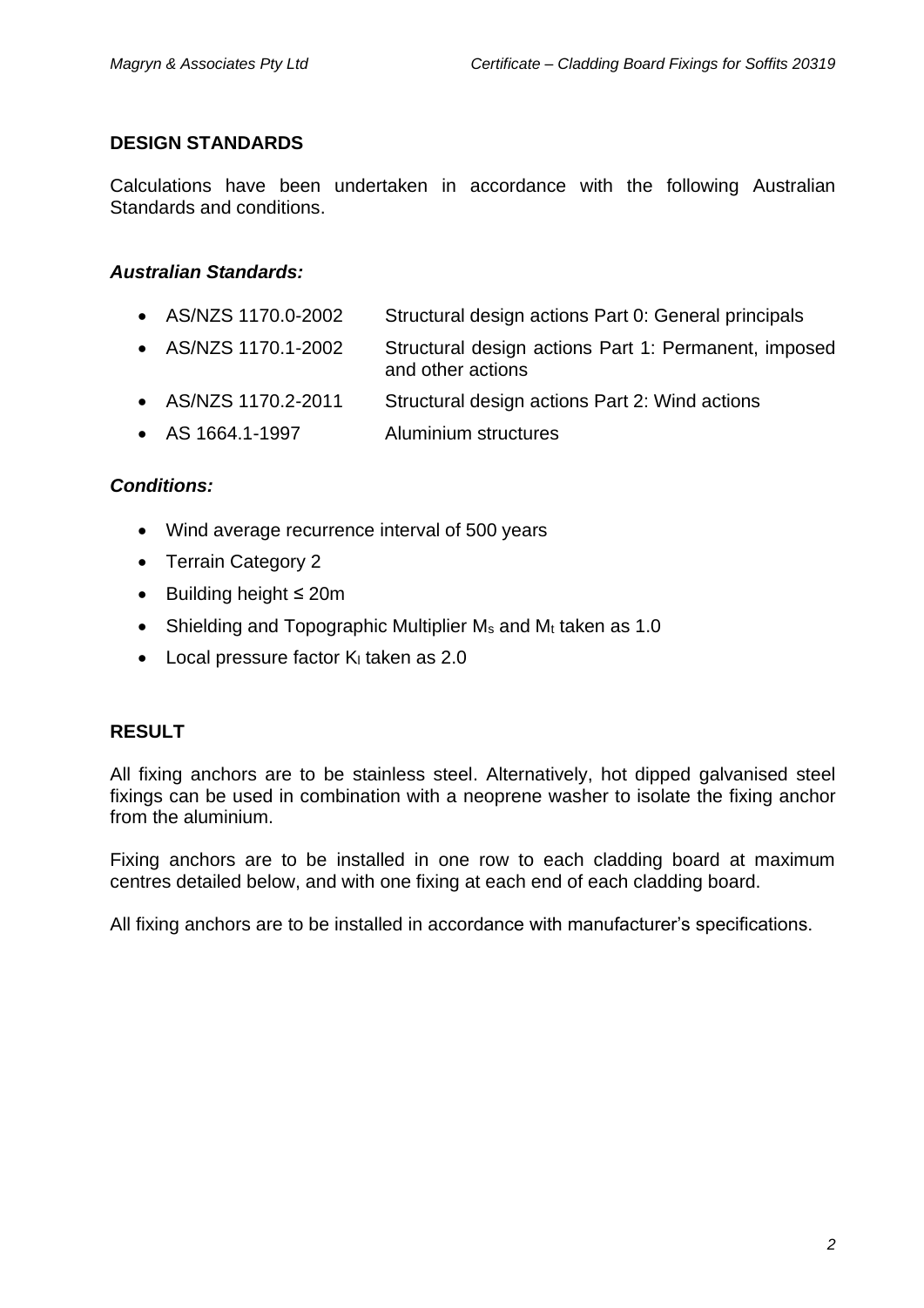## DESIGN STANDARDS

Calculations have been undertaken in accordance with the following Australian Standards and conditions.

### *Australian Standards:*

- AS/NZS 1170.0-2002 Structural design actions Part 0: General principals
- AS/NZS 1170.1-2002 Structural design actions Part 1: Permanent, imposed and other actions
- AS/NZS 1170.2-2011 Structural design actions Part 2: Wind actions
- AS 1664.1-1997 Aluminium structures

### *Conditions:*

- Wind average recurrence interval of 500 years
- Terrain Category 2
- Building height ≤ 20m
- Shielding and Topographic Multiplier $M_s$ and $M_t$ taken as 1.0
- Local pressure factor $K_l$ taken as 2.0

## RESULT

All fixing anchors are to be stainless steel. Alternatively, hot dipped galvanised steel fixings can be used in combination with a neoprene washer to isolate the fixing anchor from the aluminium.

Fixing anchors are to be installed in one row to each cladding board at maximum centres detailed below, and with one fixing at each end of each cladding board.

All fixing anchors are to be installed in accordance with manufacturer's specifications.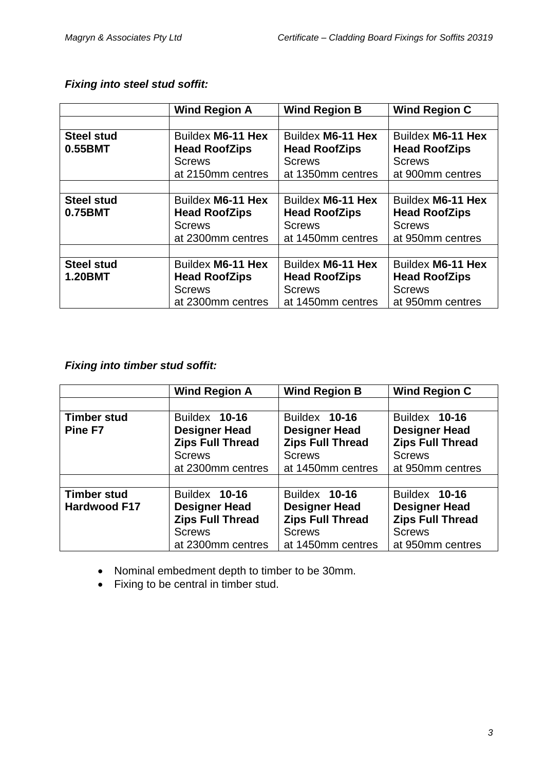***Fixing into steel stud soffit:***

| | Wind Region A | Wind Region B | Wind Region C |
|---|---|---|---|
| | | | |
| **Steel stud 0.55BMT** | Buildex **M6-11 Hex Head RoofZips** Screws at 2150mm centres | Buildex **M6-11 Hex Head RoofZips** Screws at 1350mm centres | Buildex **M6-11 Hex Head RoofZips** Screws at 900mm centres |
| | | | |
| **Steel stud 0.75BMT** | Buildex **M6-11 Hex Head RoofZips** Screws at 2300mm centres | Buildex **M6-11 Hex Head RoofZips** Screws at 1450mm centres | Buildex **M6-11 Hex Head RoofZips** Screws at 950mm centres |
| | | | |
| **Steel stud 1.20BMT** | Buildex **M6-11 Hex Head RoofZips** Screws at 2300mm centres | Buildex **M6-11 Hex Head RoofZips** Screws at 1450mm centres | Buildex **M6-11 Hex Head RoofZips** Screws at 950mm centres |

***Fixing into timber stud soffit:***

| | Wind Region A | Wind Region B | Wind Region C |
|---|---|---|---|
| | | | |
| **Timber stud Pine F7** | Buildex **10-16 Designer Head Zips Full Thread** Screws at 2300mm centres | Buildex **10-16 Designer Head Zips Full Thread** Screws at 1450mm centres | Buildex **10-16 Designer Head Zips Full Thread** Screws at 950mm centres |
| | | | |
| **Timber stud Hardwood F17** | Buildex **10-16 Designer Head Zips Full Thread** Screws at 2300mm centres | Buildex **10-16 Designer Head Zips Full Thread** Screws at 1450mm centres | Buildex **10-16 Designer Head Zips Full Thread** Screws at 950mm centres |

- Nominal embedment depth to timber to be 30mm.
- Fixing to be central in timber stud.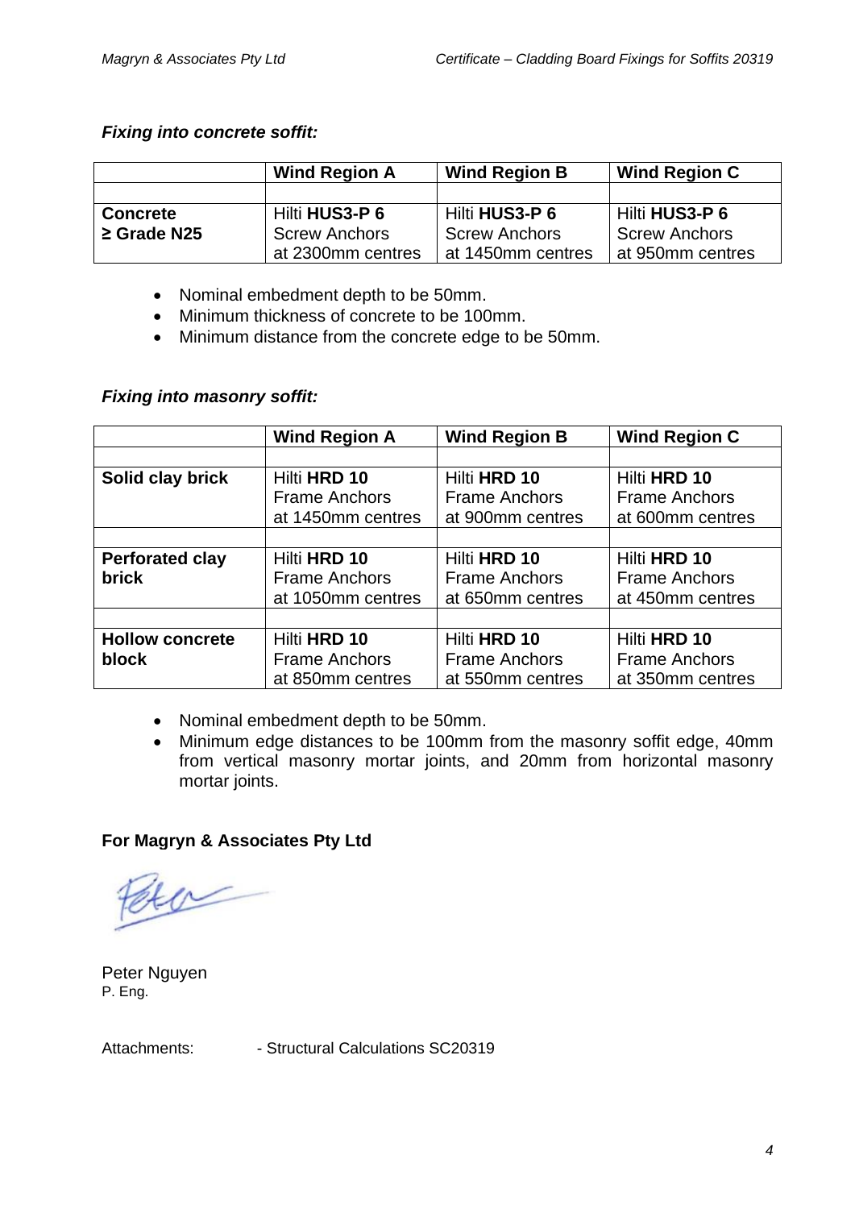***Fixing into concrete soffit:***

| | Wind Region A | Wind Region B | Wind Region C |
|---|---|---|---|
| **Concrete ≥ Grade N25** | Hilti **HUS3-P 6** Screw Anchors at 2300mm centres | Hilti **HUS3-P 6** Screw Anchors at 1450mm centres | Hilti **HUS3-P 6** Screw Anchors at 950mm centres |

- Nominal embedment depth to be 50mm.
- Minimum thickness of concrete to be 100mm.
- Minimum distance from the concrete edge to be 50mm.

***Fixing into masonry soffit:***

| | Wind Region A | Wind Region B | Wind Region C |
|---|---|---|---|
| **Solid clay brick** | Hilti **HRD 10** Frame Anchors at 1450mm centres | Hilti **HRD 10** Frame Anchors at 900mm centres | Hilti **HRD 10** Frame Anchors at 600mm centres |
| **Perforated clay brick** | Hilti **HRD 10** Frame Anchors at 1050mm centres | Hilti **HRD 10** Frame Anchors at 650mm centres | Hilti **HRD 10** Frame Anchors at 450mm centres |
| **Hollow concrete block** | Hilti **HRD 10** Frame Anchors at 850mm centres | Hilti **HRD 10** Frame Anchors at 550mm centres | Hilti **HRD 10** Frame Anchors at 350mm centres |

- Nominal embedment depth to be 50mm.
- Minimum edge distances to be 100mm from the masonry soffit edge, 40mm from vertical masonry mortar joints, and 20mm from horizontal masonry mortar joints.

**For Magryn & Associates Pty Ltd**

Peter Nguyen
P. Eng.

Attachments: - Structural Calculations SC20319